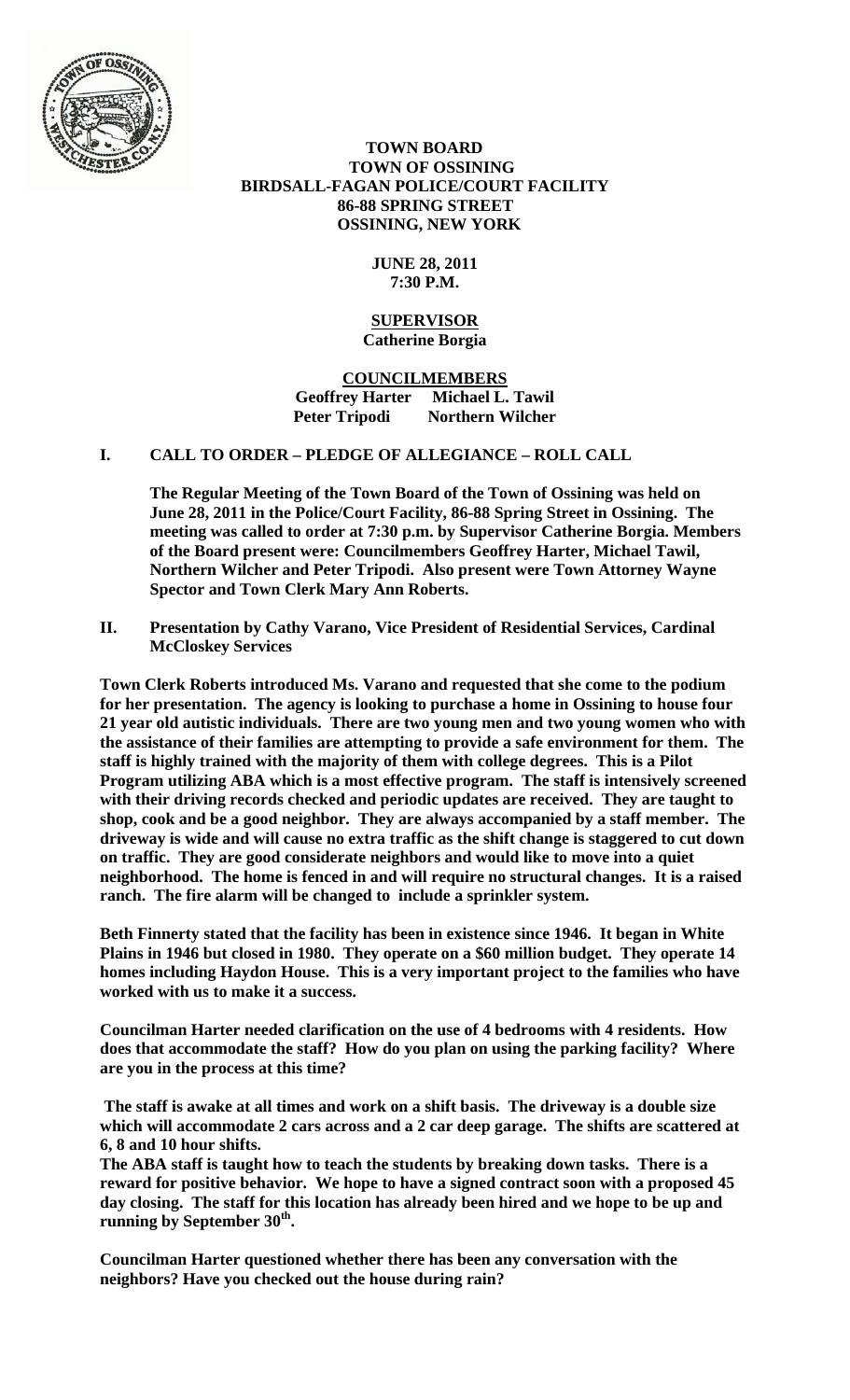**TOWN BOARD**
**TOWN OF OSSINING**
**BIRDSALL-FAGAN POLICE/COURT FACILITY**
**86-88 SPRING STREET**
**OSSINING, NEW YORK**

**JUNE 28, 2011**
**7:30 P.M.**

**SUPERVISOR**
**Catherine Borgia**

**COUNCILMEMBERS**
**Geoffrey Harter    Michael L. Tawil**
**Peter Tripodi    Northern Wilcher**

## I. CALL TO ORDER – PLEDGE OF ALLEGIANCE – ROLL CALL

**The Regular Meeting of the Town Board of the Town of Ossining was held on June 28, 2011 in the Police/Court Facility, 86-88 Spring Street in Ossining. The meeting was called to order at 7:30 p.m. by Supervisor Catherine Borgia. Members of the Board present were: Councilmembers Geoffrey Harter, Michael Tawil, Northern Wilcher and Peter Tripodi. Also present were Town Attorney Wayne Spector and Town Clerk Mary Ann Roberts.**

## II. Presentation by Cathy Varano, Vice President of Residential Services, Cardinal McCloskey Services

**Town Clerk Roberts introduced Ms. Varano and requested that she come to the podium for her presentation. The agency is looking to purchase a home in Ossining to house four 21 year old autistic individuals. There are two young men and two young women who with the assistance of their families are attempting to provide a safe environment for them. The staff is highly trained with the majority of them with college degrees. This is a Pilot Program utilizing ABA which is a most effective program. The staff is intensively screened with their driving records checked and periodic updates are received. They are taught to shop, cook and be a good neighbor. They are always accompanied by a staff member. The driveway is wide and will cause no extra traffic as the shift change is staggered to cut down on traffic. They are good considerate neighbors and would like to move into a quiet neighborhood. The home is fenced in and will require no structural changes. It is a raised ranch. The fire alarm will be changed to include a sprinkler system.**

**Beth Finnerty stated that the facility has been in existence since 1946. It began in White Plains in 1946 but closed in 1980. They operate on a $60 million budget. They operate 14 homes including Haydon House. This is a very important project to the families who have worked with us to make it a success.**

**Councilman Harter needed clarification on the use of 4 bedrooms with 4 residents. How does that accommodate the staff? How do you plan on using the parking facility? Where are you in the process at this time?**

**The staff is awake at all times and work on a shift basis. The driveway is a double size which will accommodate 2 cars across and a 2 car deep garage. The shifts are scattered at 6, 8 and 10 hour shifts.**

**The ABA staff is taught how to teach the students by breaking down tasks. There is a reward for positive behavior. We hope to have a signed contract soon with a proposed 45 day closing. The staff for this location has already been hired and we hope to be up and running by September 30th.**

**Councilman Harter questioned whether there has been any conversation with the neighbors? Have you checked out the house during rain?**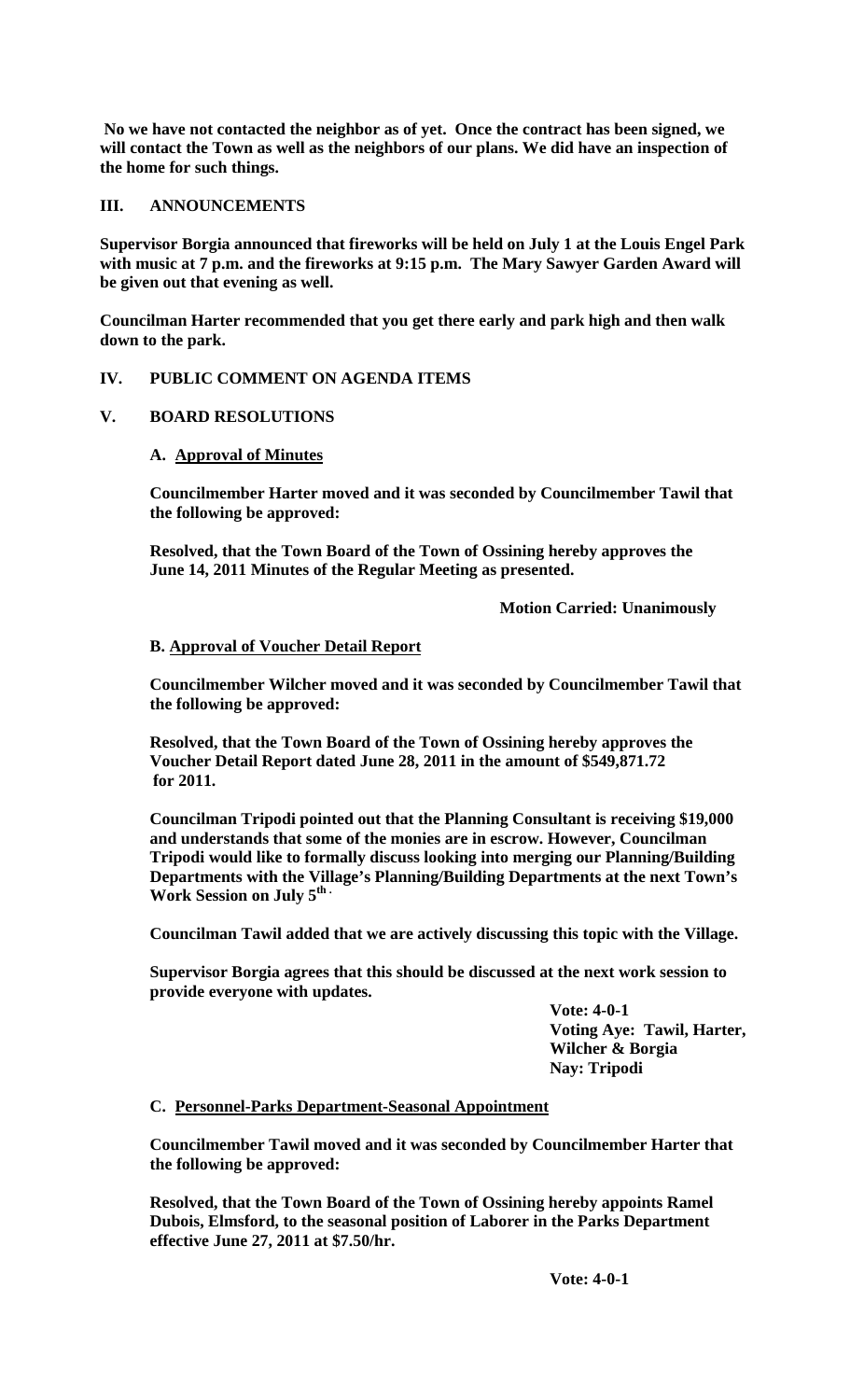**No we have not contacted the neighbor as of yet. Once the contract has been signed, we will contact the Town as well as the neighbors of our plans. We did have an inspection of the home for such things.**

## III. ANNOUNCEMENTS

**Supervisor Borgia announced that fireworks will be held on July 1 at the Louis Engel Park with music at 7 p.m. and the fireworks at 9:15 p.m. The Mary Sawyer Garden Award will be given out that evening as well.**

**Councilman Harter recommended that you get there early and park high and then walk down to the park.**

## IV. PUBLIC COMMENT ON AGENDA ITEMS

## V. BOARD RESOLUTIONS

### A. Approval of Minutes

**Councilmember Harter moved and it was seconded by Councilmember Tawil that the following be approved:**

**Resolved, that the Town Board of the Town of Ossining hereby approves the June 14, 2011 Minutes of the Regular Meeting as presented.**

**Motion Carried: Unanimously**

### B. Approval of Voucher Detail Report

**Councilmember Wilcher moved and it was seconded by Councilmember Tawil that the following be approved:**

**Resolved, that the Town Board of the Town of Ossining hereby approves the Voucher Detail Report dated June 28, 2011 in the amount of $549,871.72 for 2011.**

**Councilman Tripodi pointed out that the Planning Consultant is receiving $19,000 and understands that some of the monies are in escrow. However, Councilman Tripodi would like to formally discuss looking into merging our Planning/Building Departments with the Village's Planning/Building Departments at the next Town's Work Session on July 5th.**

**Councilman Tawil added that we are actively discussing this topic with the Village.**

**Supervisor Borgia agrees that this should be discussed at the next work session to provide everyone with updates.**

**Vote: 4-0-1**
**Voting Aye: Tawil, Harter, Wilcher & Borgia**
**Nay: Tripodi**

### C. Personnel-Parks Department-Seasonal Appointment

**Councilmember Tawil moved and it was seconded by Councilmember Harter that the following be approved:**

**Resolved, that the Town Board of the Town of Ossining hereby appoints Ramel Dubois, Elmsford, to the seasonal position of Laborer in the Parks Department effective June 27, 2011 at $7.50/hr.**

**Vote: 4-0-1**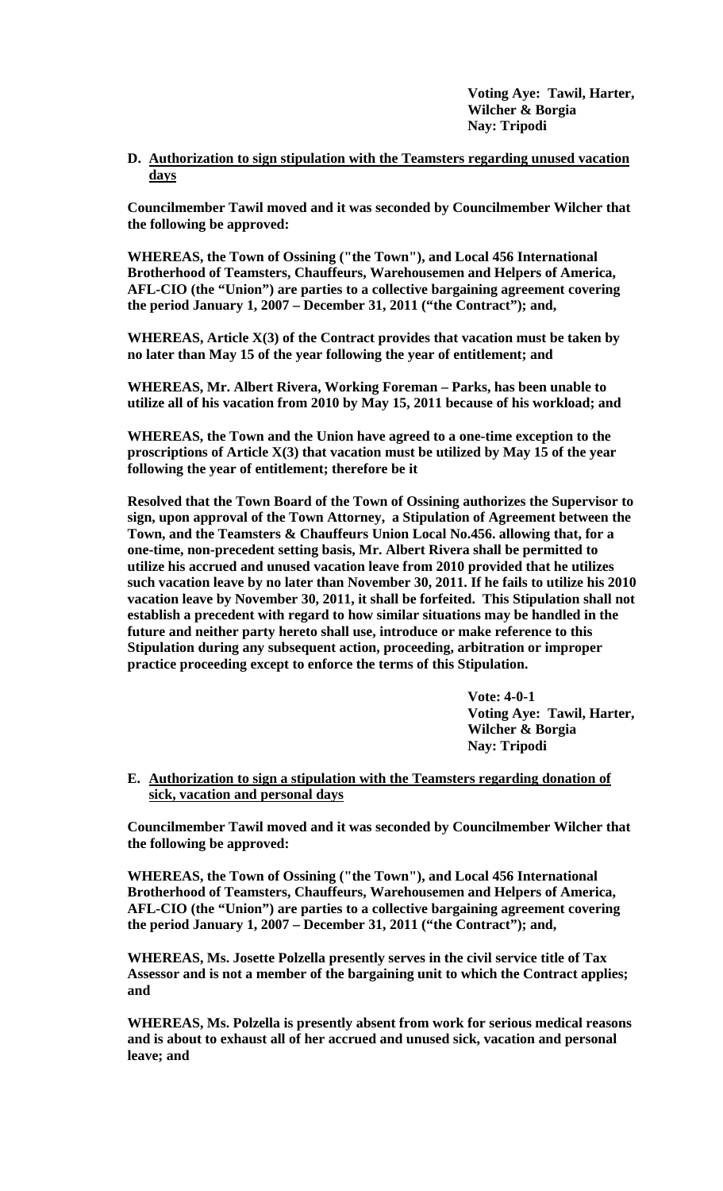**Voting Aye: Tawil, Harter, Wilcher & Borgia**
**Nay: Tripodi**

**D. Authorization to sign stipulation with the Teamsters regarding unused vacation days**

**Councilmember Tawil moved and it was seconded by Councilmember Wilcher that the following be approved:**

**WHEREAS, the Town of Ossining ("the Town"), and Local 456 International Brotherhood of Teamsters, Chauffeurs, Warehousemen and Helpers of America, AFL-CIO (the "Union") are parties to a collective bargaining agreement covering the period January 1, 2007 – December 31, 2011 ("the Contract"); and,**

**WHEREAS, Article X(3) of the Contract provides that vacation must be taken by no later than May 15 of the year following the year of entitlement; and**

**WHEREAS, Mr. Albert Rivera, Working Foreman – Parks, has been unable to utilize all of his vacation from 2010 by May 15, 2011 because of his workload; and**

**WHEREAS, the Town and the Union have agreed to a one-time exception to the proscriptions of Article X(3) that vacation must be utilized by May 15 of the year following the year of entitlement; therefore be it**

**Resolved that the Town Board of the Town of Ossining authorizes the Supervisor to sign, upon approval of the Town Attorney, a Stipulation of Agreement between the Town, and the Teamsters & Chauffeurs Union Local No.456. allowing that, for a one-time, non-precedent setting basis, Mr. Albert Rivera shall be permitted to utilize his accrued and unused vacation leave from 2010 provided that he utilizes such vacation leave by no later than November 30, 2011. If he fails to utilize his 2010 vacation leave by November 30, 2011, it shall be forfeited. This Stipulation shall not establish a precedent with regard to how similar situations may be handled in the future and neither party hereto shall use, introduce or make reference to this Stipulation during any subsequent action, proceeding, arbitration or improper practice proceeding except to enforce the terms of this Stipulation.**

**Vote: 4-0-1**
**Voting Aye: Tawil, Harter, Wilcher & Borgia**
**Nay: Tripodi**

**E. Authorization to sign a stipulation with the Teamsters regarding donation of sick, vacation and personal days**

**Councilmember Tawil moved and it was seconded by Councilmember Wilcher that the following be approved:**

**WHEREAS, the Town of Ossining ("the Town"), and Local 456 International Brotherhood of Teamsters, Chauffeurs, Warehousemen and Helpers of America, AFL-CIO (the "Union") are parties to a collective bargaining agreement covering the period January 1, 2007 – December 31, 2011 ("the Contract"); and,**

**WHEREAS, Ms. Josette Polzella presently serves in the civil service title of Tax Assessor and is not a member of the bargaining unit to which the Contract applies; and**

**WHEREAS, Ms. Polzella is presently absent from work for serious medical reasons and is about to exhaust all of her accrued and unused sick, vacation and personal leave; and**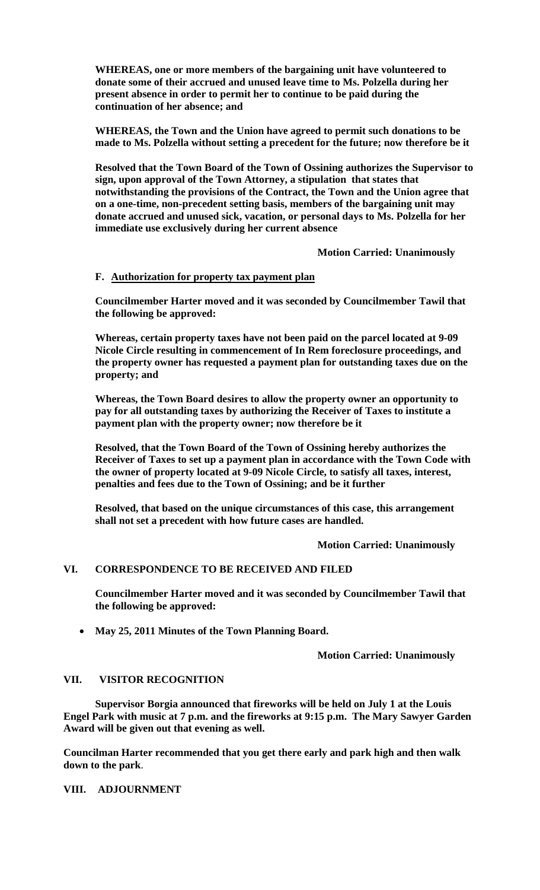**WHEREAS, one or more members of the bargaining unit have volunteered to donate some of their accrued and unused leave time to Ms. Polzella during her present absence in order to permit her to continue to be paid during the continuation of her absence; and**

**WHEREAS, the Town and the Union have agreed to permit such donations to be made to Ms. Polzella without setting a precedent for the future; now therefore be it**

**Resolved that the Town Board of the Town of Ossining authorizes the Supervisor to sign, upon approval of the Town Attorney, a stipulation that states that notwithstanding the provisions of the Contract, the Town and the Union agree that on a one-time, non-precedent setting basis, members of the bargaining unit may donate accrued and unused sick, vacation, or personal days to Ms. Polzella for her immediate use exclusively during her current absence**

**Motion Carried: Unanimously**

**F. Authorization for property tax payment plan**

**Councilmember Harter moved and it was seconded by Councilmember Tawil that the following be approved:**

**Whereas, certain property taxes have not been paid on the parcel located at 9-09 Nicole Circle resulting in commencement of In Rem foreclosure proceedings, and the property owner has requested a payment plan for outstanding taxes due on the property; and**

**Whereas, the Town Board desires to allow the property owner an opportunity to pay for all outstanding taxes by authorizing the Receiver of Taxes to institute a payment plan with the property owner; now therefore be it**

**Resolved, that the Town Board of the Town of Ossining hereby authorizes the Receiver of Taxes to set up a payment plan in accordance with the Town Code with the owner of property located at 9-09 Nicole Circle, to satisfy all taxes, interest, penalties and fees due to the Town of Ossining; and be it further**

**Resolved, that based on the unique circumstances of this case, this arrangement shall not set a precedent with how future cases are handled.**

**Motion Carried: Unanimously**

## VI. CORRESPONDENCE TO BE RECEIVED AND FILED

**Councilmember Harter moved and it was seconded by Councilmember Tawil that the following be approved:**

- **May 25, 2011 Minutes of the Town Planning Board.**

**Motion Carried: Unanimously**

## VII. VISITOR RECOGNITION

**Supervisor Borgia announced that fireworks will be held on July 1 at the Louis Engel Park with music at 7 p.m. and the fireworks at 9:15 p.m. The Mary Sawyer Garden Award will be given out that evening as well.**

**Councilman Harter recommended that you get there early and park high and then walk down to the park.**

## VIII. ADJOURNMENT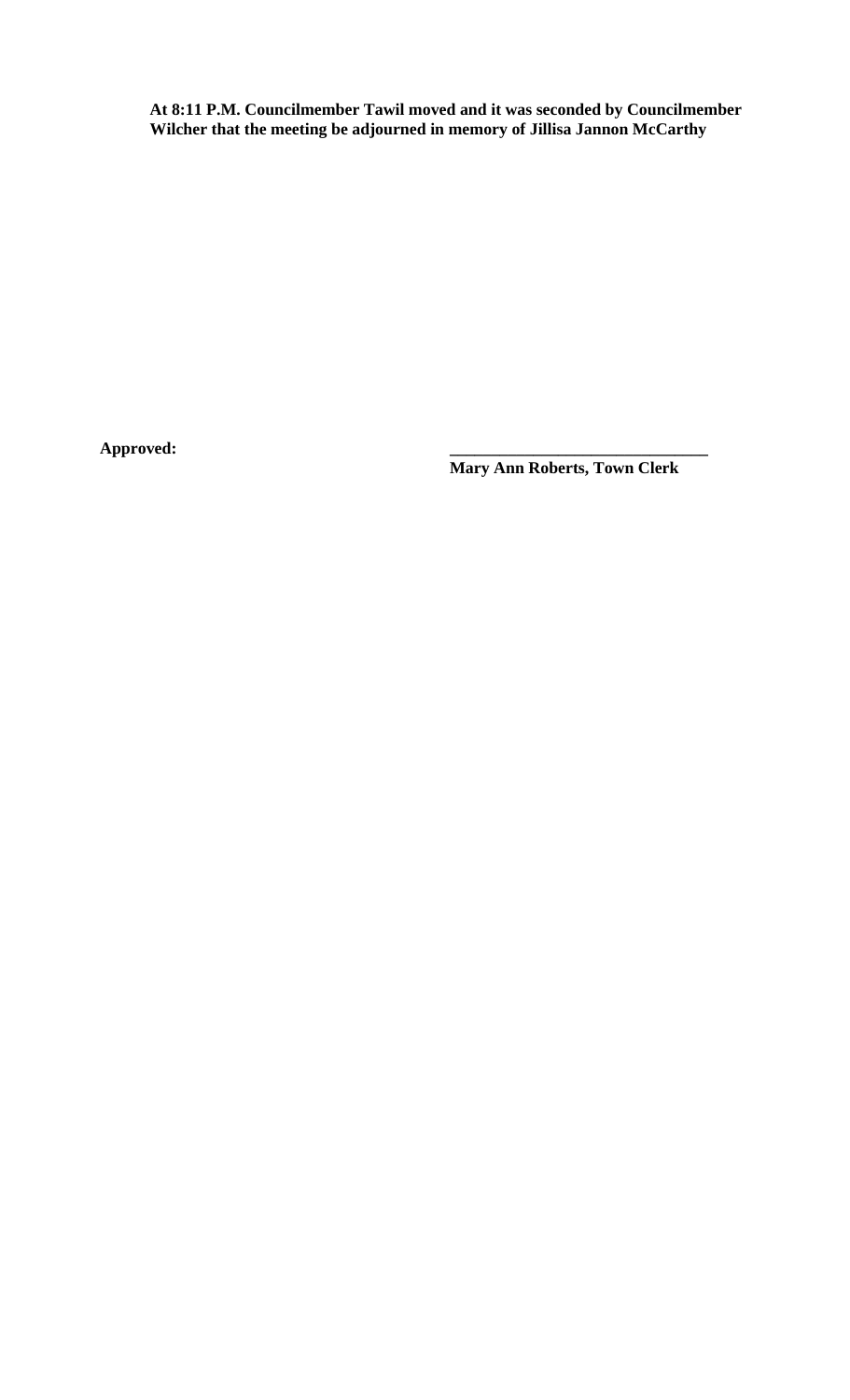**At 8:11 P.M. Councilmember Tawil moved and it was seconded by Councilmember Wilcher that the meeting be adjourned in memory of Jillisa Jannon McCarthy**

**Approved:** \_\_\_\_\_\_\_\_\_\_\_\_\_\_\_\_\_\_\_\_\_\_\_\_\_\_\_\_\_\_

**Mary Ann Roberts, Town Clerk**